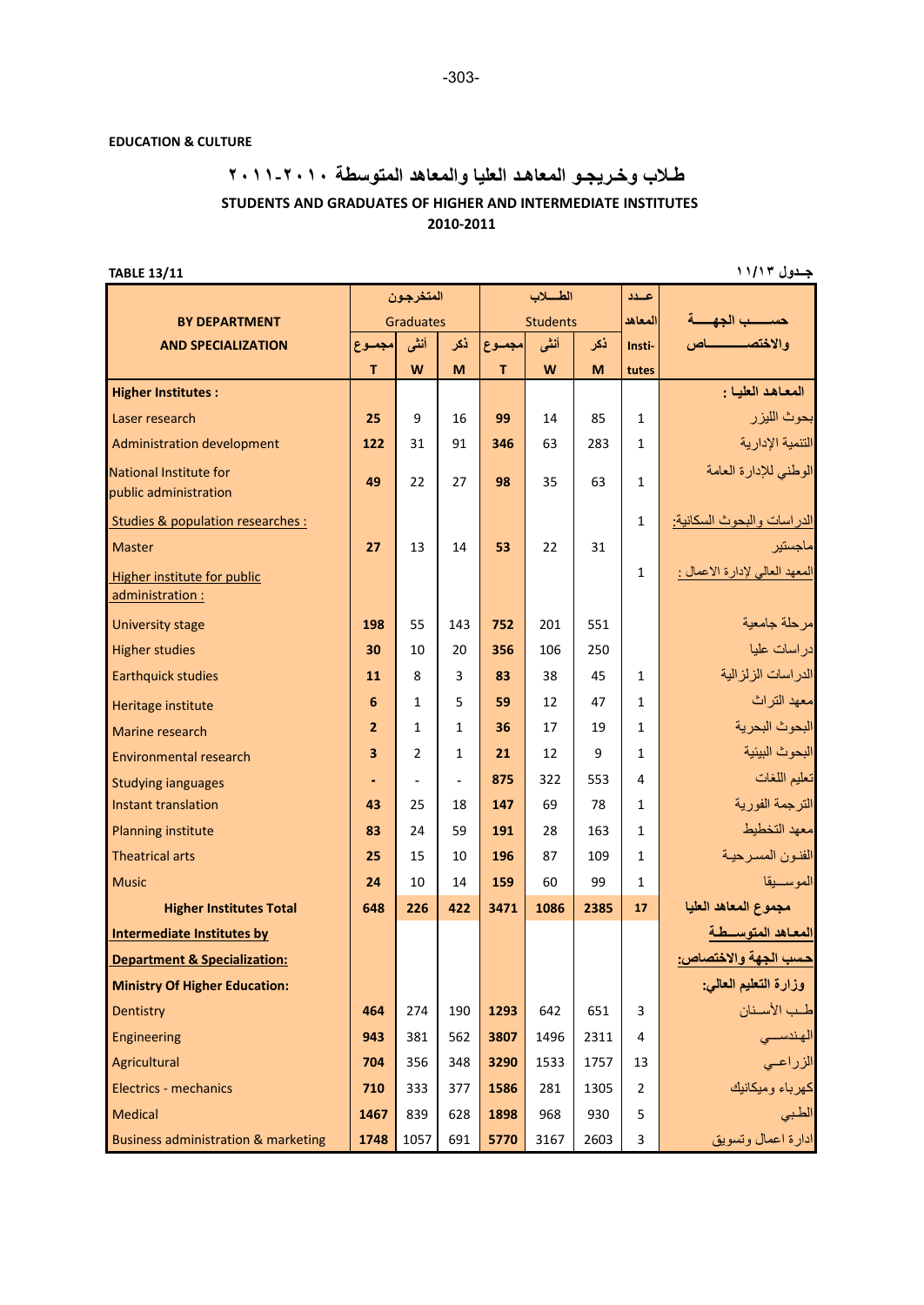**EDUCATION & CULTURE**

# طـلاب وخـريجـو المعاهـد العليا والمعاهد المتوسطة ٢٠١٠-٢٠١١

## STUDENTS AND GRADUATES OF HIGHER AND INTERMEDIATE INSTITUTES 2010-2011

**TABLE 13/11** جـدول ١١/١٣

| BY DEPARTMENT AND SPECIALIZATION | المتخرجون Graduates | | | الطــلاب Students | | | عـدد المعاهد Institutes | حســب الجهــة والاختصـــاص |
|---|---|---|---|---|---|---|---|---|
| | مجمـوع T | أنثى W | ذكر M | مجمـوع T | أنثى W | ذكر M | | |
| **Higher Institutes :** | | | | | | | | **المعـاهـد العليـا :** |
| Laser research | **25** | 9 | 16 | **99** | 14 | 85 | 1 | بحوث الليزر |
| Administration development | **122** | 31 | 91 | **346** | 63 | 283 | 1 | التنمية الإدارية |
| National Institute for public administration | **49** | 22 | 27 | **98** | 35 | 63 | 1 | الوطني للإدارة العامة |
| Studies & population researches : | | | | | | | 1 | الدراسات والبحوث السكانية: |
| Master | **27** | 13 | 14 | **53** | 22 | 31 | | ماجستير |
| Higher institute for public administration : | | | | | | | 1 | المعهد العالي لإدارة الاعمال : |
| University stage | **198** | 55 | 143 | **752** | 201 | 551 | | مرحلة جامعية |
| Higher studies | **30** | 10 | 20 | **356** | 106 | 250 | | دراسات عليا |
| Earthquick studies | **11** | 8 | 3 | **83** | 38 | 45 | 1 | الدراسات الزلزالية |
| Heritage institute | **6** | 1 | 5 | **59** | 12 | 47 | 1 | معهد التراث |
| Marine research | **2** | 1 | 1 | **36** | 17 | 19 | 1 | البحوث البحرية |
| Environmental research | **3** | 2 | 1 | **21** | 12 | 9 | 1 | البحوث البيئية |
| Studying ianguages | **-** | - | - | **875** | 322 | 553 | 4 | تعليم اللغات |
| Instant translation | **43** | 25 | 18 | **147** | 69 | 78 | 1 | الترجمة الفورية |
| Planning institute | **83** | 24 | 59 | **191** | 28 | 163 | 1 | معهد التخطيط |
| Theatrical arts | **25** | 15 | 10 | **196** | 87 | 109 | 1 | الفنـون المسـرحيـة |
| Music | **24** | 10 | 14 | **159** | 60 | 99 | 1 | الموســيقا |
| **Higher Institutes Total** | **648** | **226** | **422** | **3471** | **1086** | **2385** | **17** | **مجموع المعاهد العليا** |
| **Intermediate Institutes by** | | | | | | | | **المعـاهد المتوسـطـة** |
| **Department & Specialization:** | | | | | | | | **حسب الجهة والاختصاص:** |
| **Ministry Of Higher Education:** | | | | | | | | **وزارة التعليم العالي:** |
| Dentistry | **464** | 274 | 190 | **1293** | 642 | 651 | 3 | طـب الأسـنان |
| Engineering | **943** | 381 | 562 | **3807** | 1496 | 2311 | 4 | الـهندسـي |
| Agricultural | **704** | 356 | 348 | **3290** | 1533 | 1757 | 13 | الـزراعـي |
| Electrics - mechanics | **710** | 333 | 377 | **1586** | 281 | 1305 | 2 | كهرباء وميكانيك |
| Medical | **1467** | 839 | 628 | **1898** | 968 | 930 | 5 | الطـبي |
| Business administration & marketing | **1748** | 1057 | 691 | **5770** | 3167 | 2603 | 3 | ادارة اعمال وتسويق |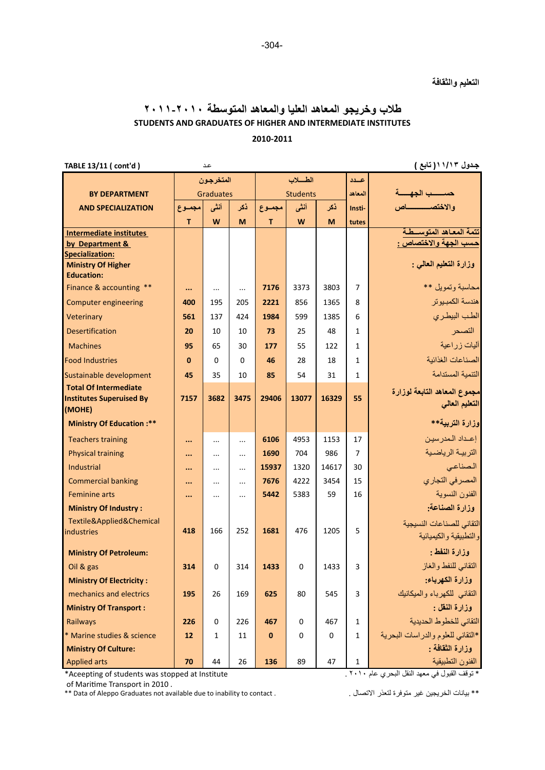التعليم والثقافة

# طلاب وخريجو المعاهد العليا والمعاهد المتوسطة ٢٠١٠-٢٠١١

## STUDENTS AND GRADUATES OF HIGHER AND INTERMEDIATE INSTITUTES

**2010-2011**

**TABLE 13/11 ( cont'd )** عدد **جدول ١١/١٣ ( تابع )**

| BY DEPARTMENT AND SPECIALIZATION | المتخرجون Graduates | | | الطـــلاب Students | | | عــدد المعاهد Insti-tutes | حســـب الجهــــة والاختصــــاص |
|---|---|---|---|---|---|---|---|---|
| | مجمـوع T | أنثى W | ذكر M | مجمـوع T | أنثى W | ذكر M | | |
| **Intermediate institutes by Department & Specialization:** | | | | | | | | **تتمة المعاهد المتوسطة حسب الجهة والاختصاص :** |
| **Ministry Of Higher Education:** | | | | | | | | **وزارة التعليم العالي :** |
| Finance & accounting ** | ... | ... | ... | 7176 | 3373 | 3803 | 7 | محاسبة وتمويل ** |
| Computer engineering | 400 | 195 | 205 | 2221 | 856 | 1365 | 8 | هندسة الكمبيوتر |
| Veterinary | 561 | 137 | 424 | 1984 | 599 | 1385 | 6 | الطب البيطري |
| Desertification | 20 | 10 | 10 | 73 | 25 | 48 | 1 | التصحر |
| Machines | 95 | 65 | 30 | 177 | 55 | 122 | 1 | آليات زراعية |
| Food Industries | 0 | 0 | 0 | 46 | 28 | 18 | 1 | الصناعات الغذائية |
| Sustainable development | 45 | 35 | 10 | 85 | 54 | 31 | 1 | التنمية المستدامة |
| **Total Of Intermediate Institutes Superuised By (MOHE)** | **7157** | **3682** | **3475** | **29406** | **13077** | **16329** | **55** | **مجموع المعاهد التابعة لوزارة التعليم العالي** |
| **Ministry Of Education :**** | | | | | | | | **وزارة التربية**** |
| Teachers training | ... | ... | ... | 6106 | 4953 | 1153 | 17 | إعداد المدرسين |
| Physical training | ... | ... | ... | 1690 | 704 | 986 | 7 | التربية الرياضية |
| Industrial | ... | ... | ... | 15937 | 1320 | 14617 | 30 | الصناعي |
| Commercial banking | ... | ... | ... | 7676 | 4222 | 3454 | 15 | المصرفي التجاري |
| Feminine arts | ... | ... | ... | 5442 | 5383 | 59 | 16 | الفنون النسوية |
| **Ministry Of Industry :** | | | | | | | | **وزارة الصناعة:** |
| Textile&Applied&Chemical industries | 418 | 166 | 252 | 1681 | 476 | 1205 | 5 | التقاني للصناعات النسيجية والتطبيقية والكيميائية |
| **Ministry Of Petroleum:** | | | | | | | | **وزارة النفط :** |
| Oil & gas | 314 | 0 | 314 | 1433 | 0 | 1433 | 3 | التقاني للنفط والغاز |
| **Ministry Of Electricity :** | | | | | | | | **وزارة الكهرباء:** |
| mechanics and electrics | 195 | 26 | 169 | 625 | 80 | 545 | 3 | التقاني للكهرباء والميكانيك |
| **Ministry Of Transport :** | | | | | | | | **وزارة النقل :** |
| Railways | 226 | 0 | 226 | 467 | 0 | 467 | 1 | التقاني للخطوط الحديدية |
| * Marine studies & science | 12 | 1 | 11 | 0 | 0 | 0 | 1 | *التقاني للعلوم والدراسات البحرية |
| **Ministry Of Culture:** | | | | | | | | **وزارة الثقافة :** |
| Applied arts | 70 | 44 | 26 | 136 | 89 | 47 | 1 | الفنون التطبيقية |

*Aceepting of students was stopped at Institute of Maritime Transport in 2010 .

* توقف القبول في معهد النقل البحري عام ٢٠١٠ .

** Data of Aleppo Graduates not available due to inability to contact .

** بيانات الخريجين غير متوفرة لتعذر الاتصال .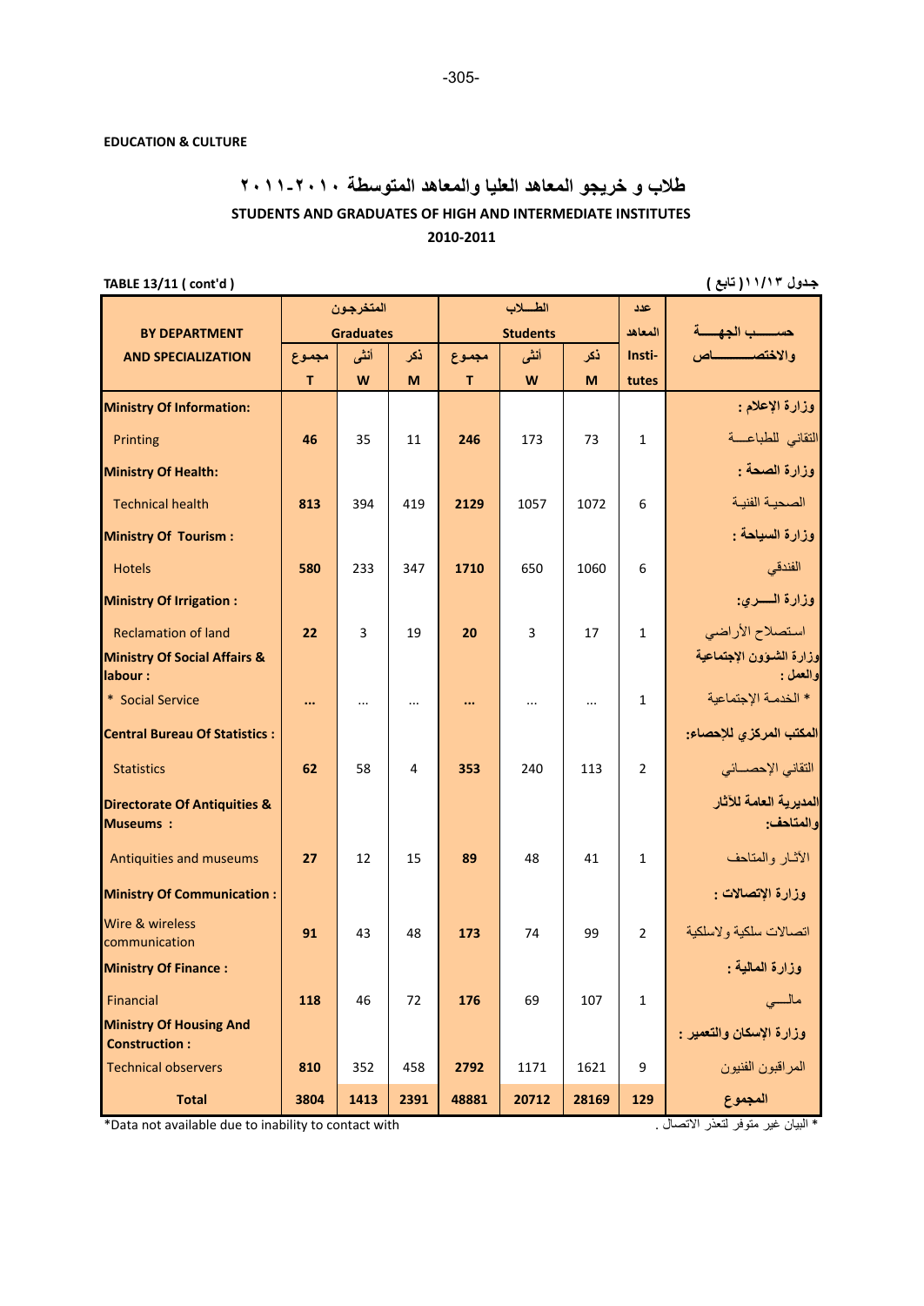EDUCATION & CULTURE

# طلاب و خريجو المعاهد العليا والمعاهد المتوسطة ٢٠١٠-٢٠١١

## STUDENTS AND GRADUATES OF HIGH AND INTERMEDIATE INSTITUTES 2010-2011

TABLE 13/11 ( cont'd )

جدول ١١/١٣ ( تابع )

| BY DEPARTMENT AND SPECIALIZATION | المتخرجون Graduates | | | الطــلاب Students | | | عدد المعاهد Insti-tutes | حســب الجهــة والاختصــاص |
|---|---|---|---|---|---|---|---|---|
| | مجموع T | أنثى W | ذكر M | مجموع T | أنثى W | ذكر M | | |
| **Ministry Of Information:** | | | | | | | | **وزارة الإعلام :** |
| Printing | **46** | 35 | 11 | **246** | 173 | 73 | 1 | التقاني للطباعــة |
| **Ministry Of Health:** | | | | | | | | **وزارة الصحة :** |
| Technical health | **813** | 394 | 419 | **2129** | 1057 | 1072 | 6 | الصحية الفنية |
| **Ministry Of Tourism :** | | | | | | | | **وزارة السياحة :** |
| Hotels | **580** | 233 | 347 | **1710** | 650 | 1060 | 6 | الفندقي |
| **Ministry Of Irrigation :** | | | | | | | | **وزارة الــــري:** |
| Reclamation of land | **22** | 3 | 19 | **20** | 3 | 17 | 1 | استصلاح الأراضي |
| **Ministry Of Social Affairs & labour :** | | | | | | | | **وزارة الشؤون الإجتماعية والعمل :** |
| * Social Service | **...** | ... | ... | **...** | ... | ... | 1 | * الخدمة الإجتماعية |
| **Central Bureau Of Statistics :** | | | | | | | | **المكتب المركزي للإحصاء:** |
| Statistics | **62** | 58 | 4 | **353** | 240 | 113 | 2 | التقاني الإحصــائي |
| **Directorate Of Antiquities & Museums :** | | | | | | | | **المديرية العامة للآثار والمتاحف:** |
| Antiquities and museums | **27** | 12 | 15 | **89** | 48 | 41 | 1 | الآثـار والمتاحف |
| **Ministry Of Communication :** | | | | | | | | **وزارة الإتصالات :** |
| Wire & wireless communication | **91** | 43 | 48 | **173** | 74 | 99 | 2 | اتصالات سلكية ولاسلكية |
| **Ministry Of Finance :** | | | | | | | | **وزارة المالية :** |
| Financial | **118** | 46 | 72 | **176** | 69 | 107 | 1 | مالــــي |
| **Ministry Of Housing And Construction :** | | | | | | | | **وزارة الإسكان والتعمير :** |
| Technical observers | **810** | 352 | 458 | **2792** | 1171 | 1621 | 9 | المراقبون الفنيون |
| **Total** | **3804** | **1413** | **2391** | **48881** | **20712** | **28169** | **129** | **المجموع** |

*Data not available due to inability to contact with

* البيان غير متوفر لتعذر الاتصال .